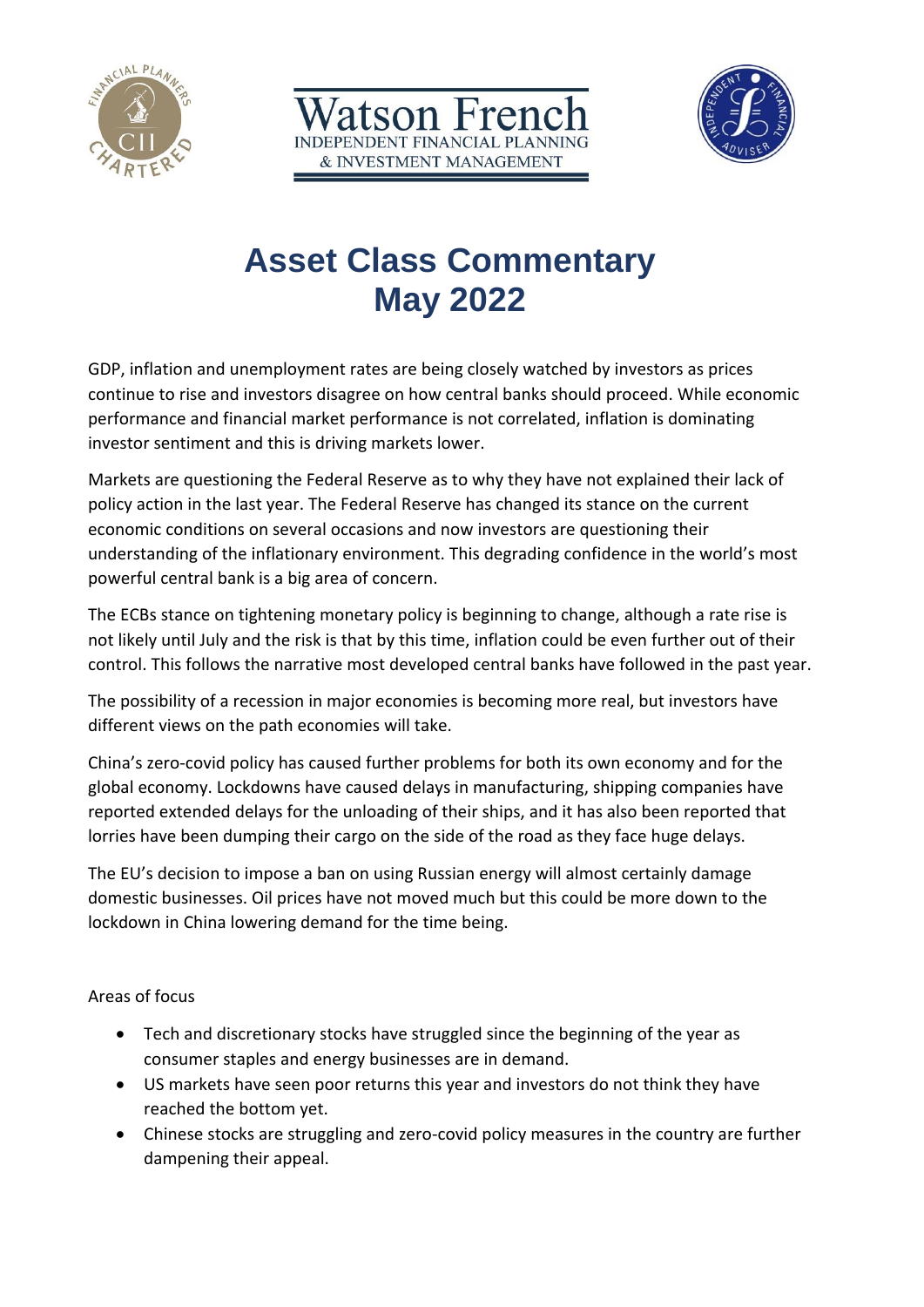# Asset Class Commentary May 2022

GDP, inflation and unemployment rates are being closely watched by investors as prices continue to rise and investors disagree on how central banks should proceed. While economic performance and financial market performance is not correlated, inflation is dominating investor sentiment and this is driving markets lower.

Markets are questioning the Federal Reserve as to why they have not explained their lack of policy action in the last year. The Federal Reserve has changed its stance on the current economic conditions on several occasions and now investors are questioning their understanding of the inflationary environment. This degrading confidence in the world's most powerful central bank is a big area of concern.

The ECBs stance on tightening monetary policy is beginning to change, although a rate rise is not likely until July and the risk is that by this time, inflation could be even further out of their control. This follows the narrative most developed central banks have followed in the past year.

The possibility of a recession in major economies is becoming more real, but investors have different views on the path economies will take.

China's zero-covid policy has caused further problems for both its own economy and for the global economy. Lockdowns have caused delays in manufacturing, shipping companies have reported extended delays for the unloading of their ships, and it has also been reported that lorries have been dumping their cargo on the side of the road as they face huge delays.

The EU's decision to impose a ban on using Russian energy will almost certainly damage domestic businesses. Oil prices have not moved much but this could be more down to the lockdown in China lowering demand for the time being.

Areas of focus

- Tech and discretionary stocks have struggled since the beginning of the year as consumer staples and energy businesses are in demand.
- US markets have seen poor returns this year and investors do not think they have reached the bottom yet.
- Chinese stocks are struggling and zero-covid policy measures in the country are further dampening their appeal.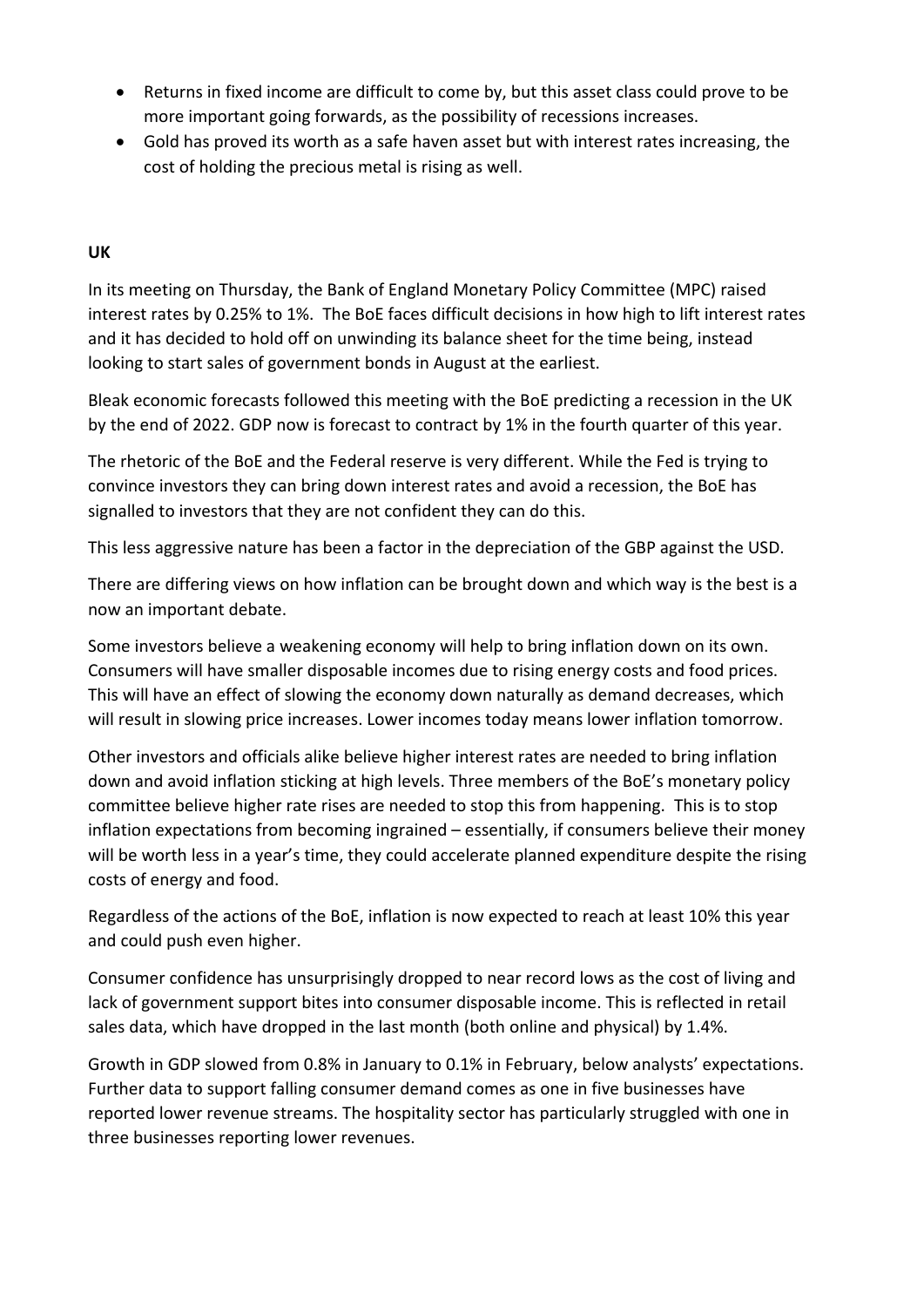- Returns in fixed income are difficult to come by, but this asset class could prove to be more important going forwards, as the possibility of recessions increases.
- Gold has proved its worth as a safe haven asset but with interest rates increasing, the cost of holding the precious metal is rising as well.

**UK**

In its meeting on Thursday, the Bank of England Monetary Policy Committee (MPC) raised interest rates by 0.25% to 1%. The BoE faces difficult decisions in how high to lift interest rates and it has decided to hold off on unwinding its balance sheet for the time being, instead looking to start sales of government bonds in August at the earliest.

Bleak economic forecasts followed this meeting with the BoE predicting a recession in the UK by the end of 2022. GDP now is forecast to contract by 1% in the fourth quarter of this year.

The rhetoric of the BoE and the Federal reserve is very different. While the Fed is trying to convince investors they can bring down interest rates and avoid a recession, the BoE has signalled to investors that they are not confident they can do this.

This less aggressive nature has been a factor in the depreciation of the GBP against the USD.

There are differing views on how inflation can be brought down and which way is the best is a now an important debate.

Some investors believe a weakening economy will help to bring inflation down on its own. Consumers will have smaller disposable incomes due to rising energy costs and food prices. This will have an effect of slowing the economy down naturally as demand decreases, which will result in slowing price increases. Lower incomes today means lower inflation tomorrow.

Other investors and officials alike believe higher interest rates are needed to bring inflation down and avoid inflation sticking at high levels. Three members of the BoE's monetary policy committee believe higher rate rises are needed to stop this from happening. This is to stop inflation expectations from becoming ingrained – essentially, if consumers believe their money will be worth less in a year's time, they could accelerate planned expenditure despite the rising costs of energy and food.

Regardless of the actions of the BoE, inflation is now expected to reach at least 10% this year and could push even higher.

Consumer confidence has unsurprisingly dropped to near record lows as the cost of living and lack of government support bites into consumer disposable income. This is reflected in retail sales data, which have dropped in the last month (both online and physical) by 1.4%.

Growth in GDP slowed from 0.8% in January to 0.1% in February, below analysts' expectations. Further data to support falling consumer demand comes as one in five businesses have reported lower revenue streams. The hospitality sector has particularly struggled with one in three businesses reporting lower revenues.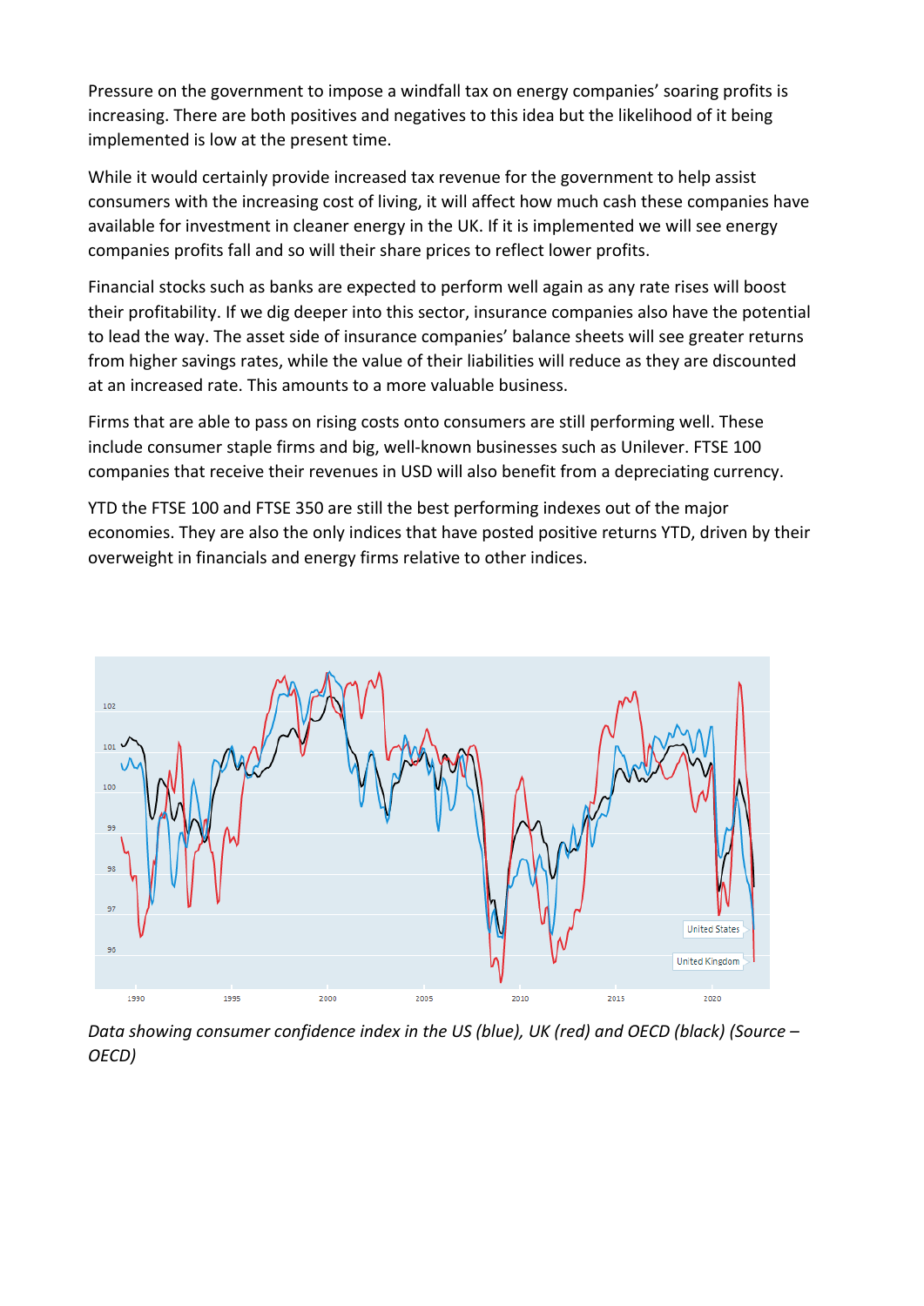Pressure on the government to impose a windfall tax on energy companies' soaring profits is increasing. There are both positives and negatives to this idea but the likelihood of it being implemented is low at the present time.

While it would certainly provide increased tax revenue for the government to help assist consumers with the increasing cost of living, it will affect how much cash these companies have available for investment in cleaner energy in the UK. If it is implemented we will see energy companies profits fall and so will their share prices to reflect lower profits.

Financial stocks such as banks are expected to perform well again as any rate rises will boost their profitability. If we dig deeper into this sector, insurance companies also have the potential to lead the way. The asset side of insurance companies' balance sheets will see greater returns from higher savings rates, while the value of their liabilities will reduce as they are discounted at an increased rate. This amounts to a more valuable business.

Firms that are able to pass on rising costs onto consumers are still performing well. These include consumer staple firms and big, well-known businesses such as Unilever. FTSE 100 companies that receive their revenues in USD will also benefit from a depreciating currency.

YTD the FTSE 100 and FTSE 350 are still the best performing indexes out of the major economies. They are also the only indices that have posted positive returns YTD, driven by their overweight in financials and energy firms relative to other indices.

*Data showing consumer confidence index in the US (blue), UK (red) and OECD (black) (Source – OECD)*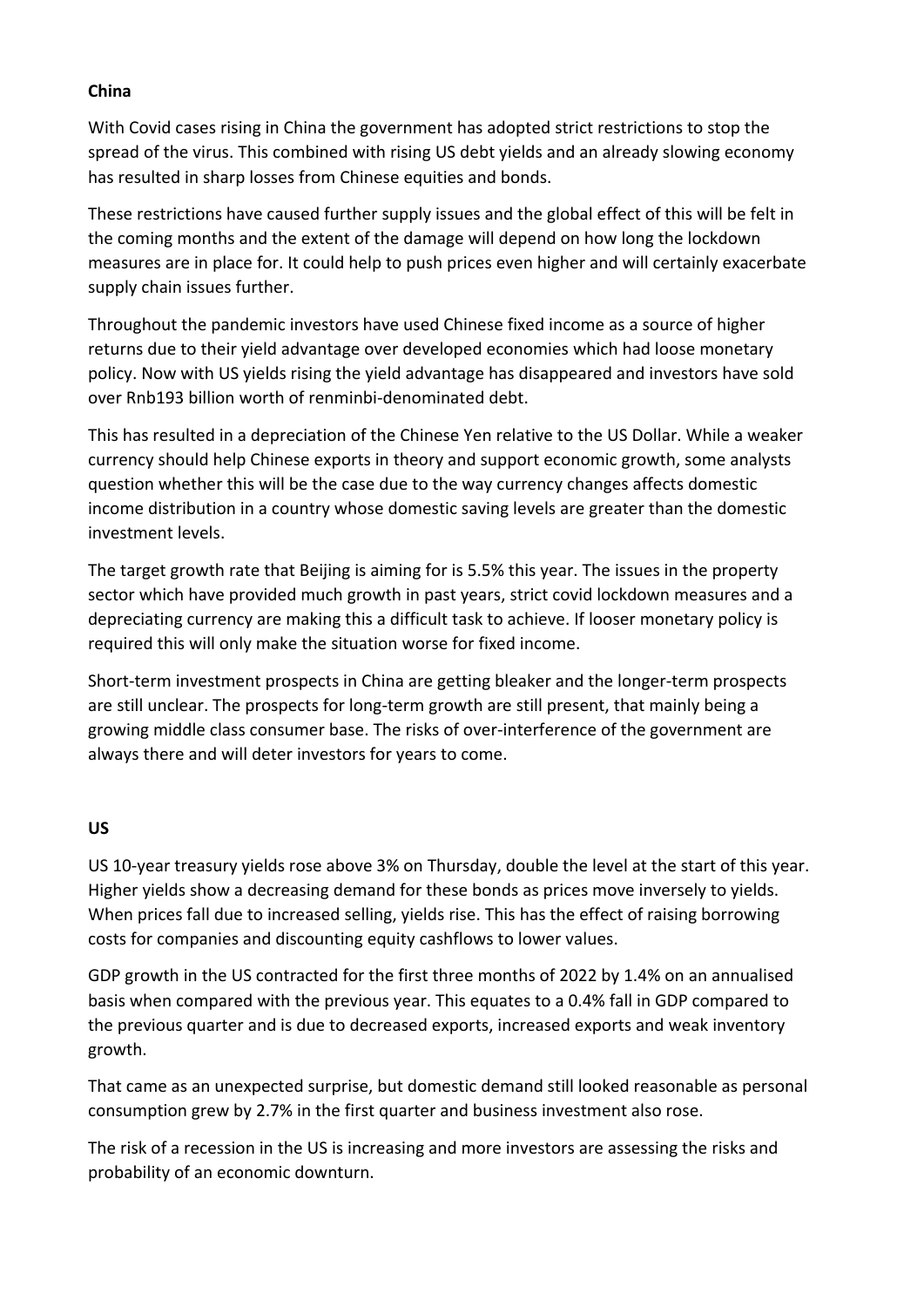**China**

With Covid cases rising in China the government has adopted strict restrictions to stop the spread of the virus. This combined with rising US debt yields and an already slowing economy has resulted in sharp losses from Chinese equities and bonds.

These restrictions have caused further supply issues and the global effect of this will be felt in the coming months and the extent of the damage will depend on how long the lockdown measures are in place for. It could help to push prices even higher and will certainly exacerbate supply chain issues further.

Throughout the pandemic investors have used Chinese fixed income as a source of higher returns due to their yield advantage over developed economies which had loose monetary policy. Now with US yields rising the yield advantage has disappeared and investors have sold over Rnb193 billion worth of renminbi-denominated debt.

This has resulted in a depreciation of the Chinese Yen relative to the US Dollar. While a weaker currency should help Chinese exports in theory and support economic growth, some analysts question whether this will be the case due to the way currency changes affects domestic income distribution in a country whose domestic saving levels are greater than the domestic investment levels.

The target growth rate that Beijing is aiming for is 5.5% this year. The issues in the property sector which have provided much growth in past years, strict covid lockdown measures and a depreciating currency are making this a difficult task to achieve. If looser monetary policy is required this will only make the situation worse for fixed income.

Short-term investment prospects in China are getting bleaker and the longer-term prospects are still unclear. The prospects for long-term growth are still present, that mainly being a growing middle class consumer base. The risks of over-interference of the government are always there and will deter investors for years to come.

**US**

US 10-year treasury yields rose above 3% on Thursday, double the level at the start of this year. Higher yields show a decreasing demand for these bonds as prices move inversely to yields. When prices fall due to increased selling, yields rise. This has the effect of raising borrowing costs for companies and discounting equity cashflows to lower values.

GDP growth in the US contracted for the first three months of 2022 by 1.4% on an annualised basis when compared with the previous year. This equates to a 0.4% fall in GDP compared to the previous quarter and is due to decreased exports, increased exports and weak inventory growth.

That came as an unexpected surprise, but domestic demand still looked reasonable as personal consumption grew by 2.7% in the first quarter and business investment also rose.

The risk of a recession in the US is increasing and more investors are assessing the risks and probability of an economic downturn.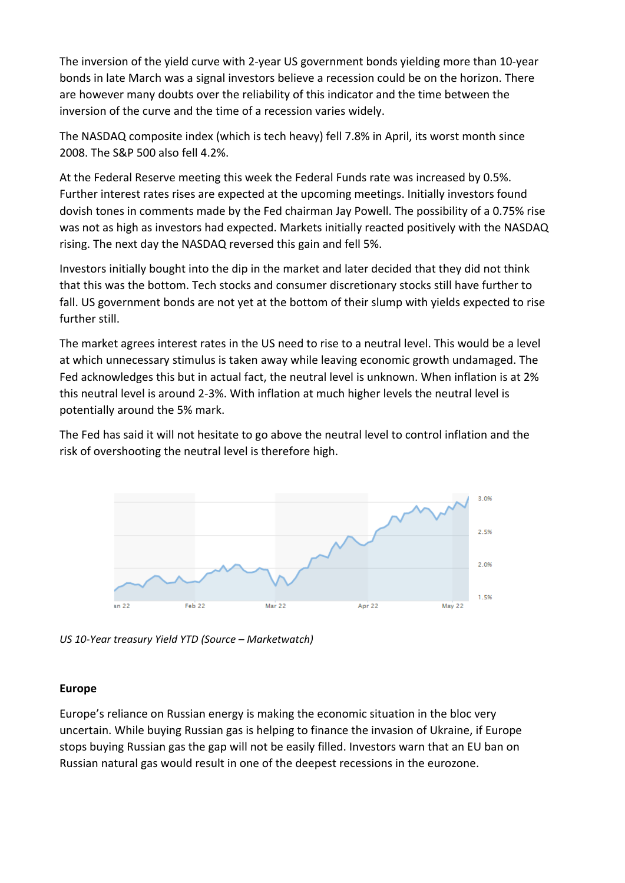The inversion of the yield curve with 2-year US government bonds yielding more than 10-year bonds in late March was a signal investors believe a recession could be on the horizon. There are however many doubts over the reliability of this indicator and the time between the inversion of the curve and the time of a recession varies widely.

The NASDAQ composite index (which is tech heavy) fell 7.8% in April, its worst month since 2008. The S&P 500 also fell 4.2%.

At the Federal Reserve meeting this week the Federal Funds rate was increased by 0.5%. Further interest rates rises are expected at the upcoming meetings. Initially investors found dovish tones in comments made by the Fed chairman Jay Powell. The possibility of a 0.75% rise was not as high as investors had expected. Markets initially reacted positively with the NASDAQ rising. The next day the NASDAQ reversed this gain and fell 5%.

Investors initially bought into the dip in the market and later decided that they did not think that this was the bottom. Tech stocks and consumer discretionary stocks still have further to fall. US government bonds are not yet at the bottom of their slump with yields expected to rise further still.

The market agrees interest rates in the US need to rise to a neutral level. This would be a level at which unnecessary stimulus is taken away while leaving economic growth undamaged. The Fed acknowledges this but in actual fact, the neutral level is unknown. When inflation is at 2% this neutral level is around 2-3%. With inflation at much higher levels the neutral level is potentially around the 5% mark.

The Fed has said it will not hesitate to go above the neutral level to control inflation and the risk of overshooting the neutral level is therefore high.

*US 10-Year treasury Yield YTD (Source – Marketwatch)*

**Europe**

Europe's reliance on Russian energy is making the economic situation in the bloc very uncertain. While buying Russian gas is helping to finance the invasion of Ukraine, if Europe stops buying Russian gas the gap will not be easily filled. Investors warn that an EU ban on Russian natural gas would result in one of the deepest recessions in the eurozone.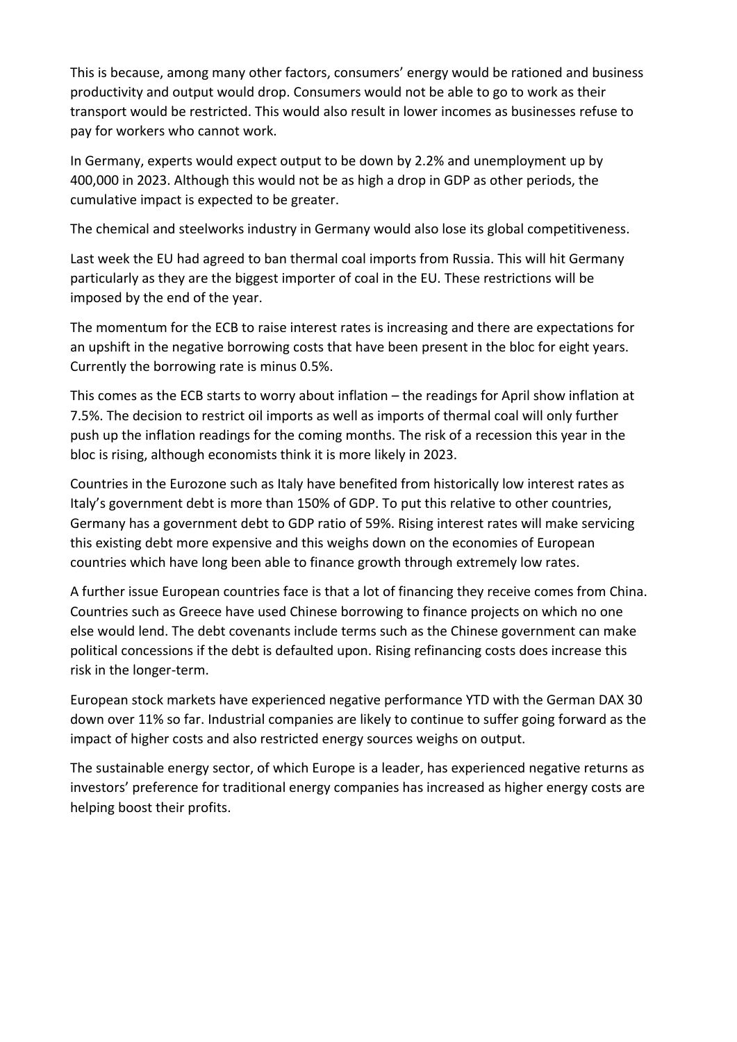This is because, among many other factors, consumers' energy would be rationed and business productivity and output would drop. Consumers would not be able to go to work as their transport would be restricted. This would also result in lower incomes as businesses refuse to pay for workers who cannot work.

In Germany, experts would expect output to be down by 2.2% and unemployment up by 400,000 in 2023. Although this would not be as high a drop in GDP as other periods, the cumulative impact is expected to be greater.

The chemical and steelworks industry in Germany would also lose its global competitiveness.

Last week the EU had agreed to ban thermal coal imports from Russia. This will hit Germany particularly as they are the biggest importer of coal in the EU. These restrictions will be imposed by the end of the year.

The momentum for the ECB to raise interest rates is increasing and there are expectations for an upshift in the negative borrowing costs that have been present in the bloc for eight years. Currently the borrowing rate is minus 0.5%.

This comes as the ECB starts to worry about inflation – the readings for April show inflation at 7.5%. The decision to restrict oil imports as well as imports of thermal coal will only further push up the inflation readings for the coming months. The risk of a recession this year in the bloc is rising, although economists think it is more likely in 2023.

Countries in the Eurozone such as Italy have benefited from historically low interest rates as Italy's government debt is more than 150% of GDP. To put this relative to other countries, Germany has a government debt to GDP ratio of 59%. Rising interest rates will make servicing this existing debt more expensive and this weighs down on the economies of European countries which have long been able to finance growth through extremely low rates.

A further issue European countries face is that a lot of financing they receive comes from China. Countries such as Greece have used Chinese borrowing to finance projects on which no one else would lend. The debt covenants include terms such as the Chinese government can make political concessions if the debt is defaulted upon. Rising refinancing costs does increase this risk in the longer-term.

European stock markets have experienced negative performance YTD with the German DAX 30 down over 11% so far. Industrial companies are likely to continue to suffer going forward as the impact of higher costs and also restricted energy sources weighs on output.

The sustainable energy sector, of which Europe is a leader, has experienced negative returns as investors' preference for traditional energy companies has increased as higher energy costs are helping boost their profits.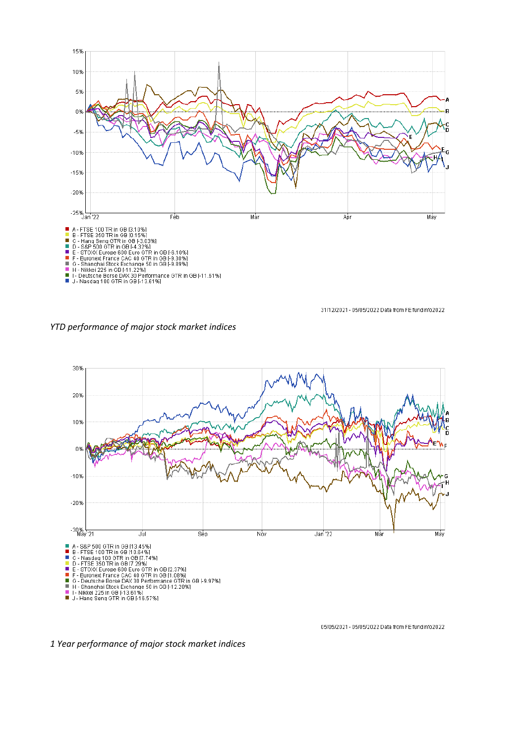- A - FTSE 100 TR in GB [3.10%]
- B - FTSE 350 TR in GB [0.15%]
- C - Hang Seng GTR in GB [-3.03%]
- D - S&P 500 GTR in GB [-4.32%]
- E - STOXX Europe 600 Euro GTR in GB [-6.10%]
- F - Euronext France CAC 40 GTR in GB [-9.30%]
- G - Shanghai Stock Exchange 50 in GB [-9.89%]
- H - Nikkei 225 in GB [-11.22%]
- I - Deutsche Borse DAX 30 Performance GTR in GB [-11.61%]
- J - Nasdaq 100 GTR in GB [-13.61%]

31/12/2021 - 05/05/2022 Data from FE fundinfo2022

*YTD performance of major stock market indices*

- A - S&P 500 GTR in GB [13.45%]
- B - FTSE 100 TR in GB [10.64%]
- C - Nasdaq 100 GTR in GB [7.74%]
- D - FTSE 350 TR in GB [7.29%]
- E - STOXX Europe 600 Euro GTR in GB [2.37%]
- F - Euronext France CAC 40 GTR in GB [1.08%]
- G - Deutsche Borse DAX 30 Performance GTR in GB [-9.97%]
- H - Shanghai Stock Exchange 50 in GB [-12.20%]
- I - Nikkei 225 in GB [-13.61%]
- J - Hang Seng GTR in GB [-16.57%]

05/05/2021 - 05/05/2022 Data from FE fundinfo2022

*1 Year performance of major stock market indices*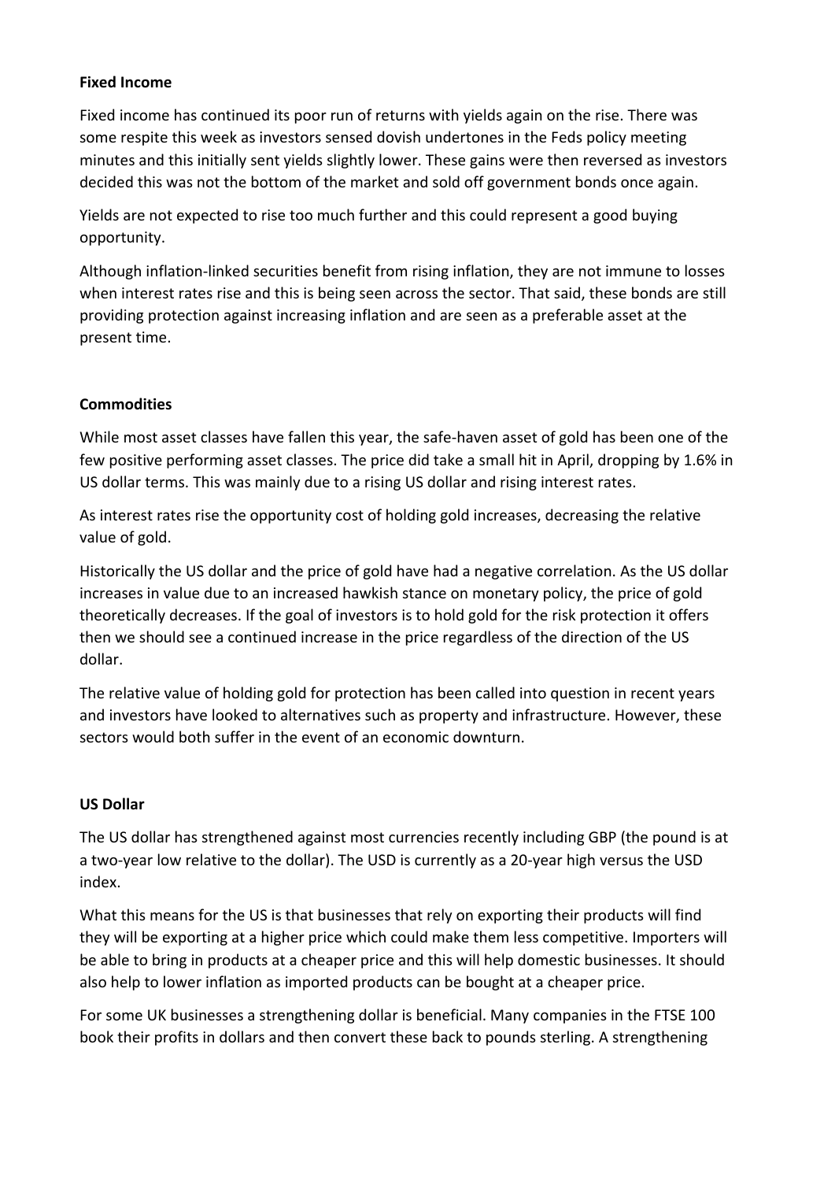**Fixed Income**

Fixed income has continued its poor run of returns with yields again on the rise. There was some respite this week as investors sensed dovish undertones in the Feds policy meeting minutes and this initially sent yields slightly lower. These gains were then reversed as investors decided this was not the bottom of the market and sold off government bonds once again.

Yields are not expected to rise too much further and this could represent a good buying opportunity.

Although inflation-linked securities benefit from rising inflation, they are not immune to losses when interest rates rise and this is being seen across the sector. That said, these bonds are still providing protection against increasing inflation and are seen as a preferable asset at the present time.

**Commodities**

While most asset classes have fallen this year, the safe-haven asset of gold has been one of the few positive performing asset classes. The price did take a small hit in April, dropping by 1.6% in US dollar terms. This was mainly due to a rising US dollar and rising interest rates.

As interest rates rise the opportunity cost of holding gold increases, decreasing the relative value of gold.

Historically the US dollar and the price of gold have had a negative correlation. As the US dollar increases in value due to an increased hawkish stance on monetary policy, the price of gold theoretically decreases. If the goal of investors is to hold gold for the risk protection it offers then we should see a continued increase in the price regardless of the direction of the US dollar.

The relative value of holding gold for protection has been called into question in recent years and investors have looked to alternatives such as property and infrastructure. However, these sectors would both suffer in the event of an economic downturn.

**US Dollar**

The US dollar has strengthened against most currencies recently including GBP (the pound is at a two-year low relative to the dollar). The USD is currently as a 20-year high versus the USD index.

What this means for the US is that businesses that rely on exporting their products will find they will be exporting at a higher price which could make them less competitive. Importers will be able to bring in products at a cheaper price and this will help domestic businesses. It should also help to lower inflation as imported products can be bought at a cheaper price.

For some UK businesses a strengthening dollar is beneficial. Many companies in the FTSE 100 book their profits in dollars and then convert these back to pounds sterling. A strengthening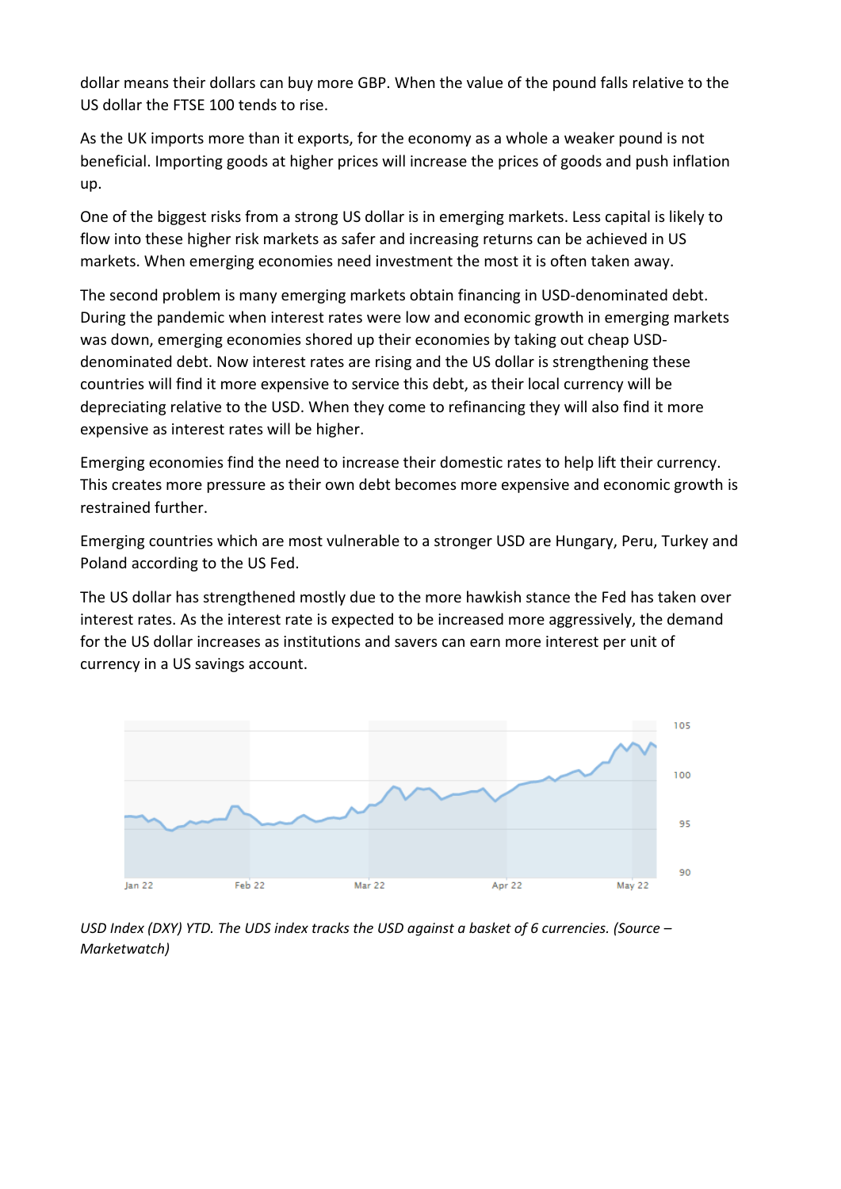dollar means their dollars can buy more GBP. When the value of the pound falls relative to the US dollar the FTSE 100 tends to rise.

As the UK imports more than it exports, for the economy as a whole a weaker pound is not beneficial. Importing goods at higher prices will increase the prices of goods and push inflation up.

One of the biggest risks from a strong US dollar is in emerging markets. Less capital is likely to flow into these higher risk markets as safer and increasing returns can be achieved in US markets. When emerging economies need investment the most it is often taken away.

The second problem is many emerging markets obtain financing in USD-denominated debt. During the pandemic when interest rates were low and economic growth in emerging markets was down, emerging economies shored up their economies by taking out cheap USD-denominated debt. Now interest rates are rising and the US dollar is strengthening these countries will find it more expensive to service this debt, as their local currency will be depreciating relative to the USD. When they come to refinancing they will also find it more expensive as interest rates will be higher.

Emerging economies find the need to increase their domestic rates to help lift their currency. This creates more pressure as their own debt becomes more expensive and economic growth is restrained further.

Emerging countries which are most vulnerable to a stronger USD are Hungary, Peru, Turkey and Poland according to the US Fed.

The US dollar has strengthened mostly due to the more hawkish stance the Fed has taken over interest rates. As the interest rate is expected to be increased more aggressively, the demand for the US dollar increases as institutions and savers can earn more interest per unit of currency in a US savings account.

*USD Index (DXY) YTD. The UDS index tracks the USD against a basket of 6 currencies. (Source – Marketwatch)*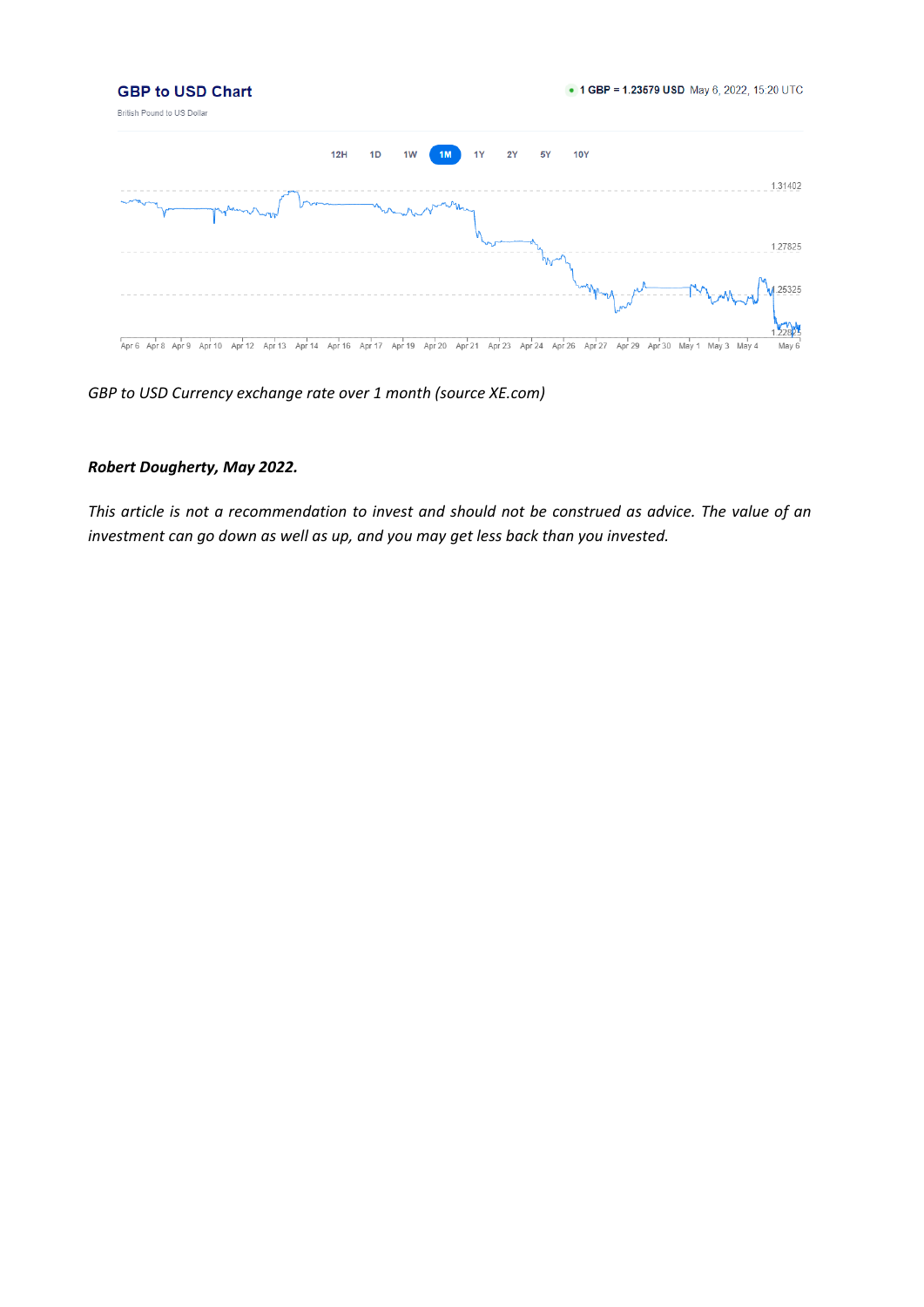GBP to USD Chart

British Pound to US Dollar

1 GBP = 1.23679 USD May 6, 2022, 15:20 UTC

12H 1D 1W 1M 1Y 2Y 5Y 10Y

1.31402

1.27825

1.25325

1.22825

Apr 6 Apr 8 Apr 9 Apr 10 Apr 12 Apr 13 Apr 14 Apr 16 Apr 17 Apr 19 Apr 20 Apr 21 Apr 23 Apr 24 Apr 26 Apr 27 Apr 29 Apr 30 May 1 May 3 May 4 May 6

*GBP to USD Currency exchange rate over 1 month (source XE.com)*

***Robert Dougherty, May 2022.***

*This article is not a recommendation to invest and should not be construed as advice. The value of an investment can go down as well as up, and you may get less back than you invested.*